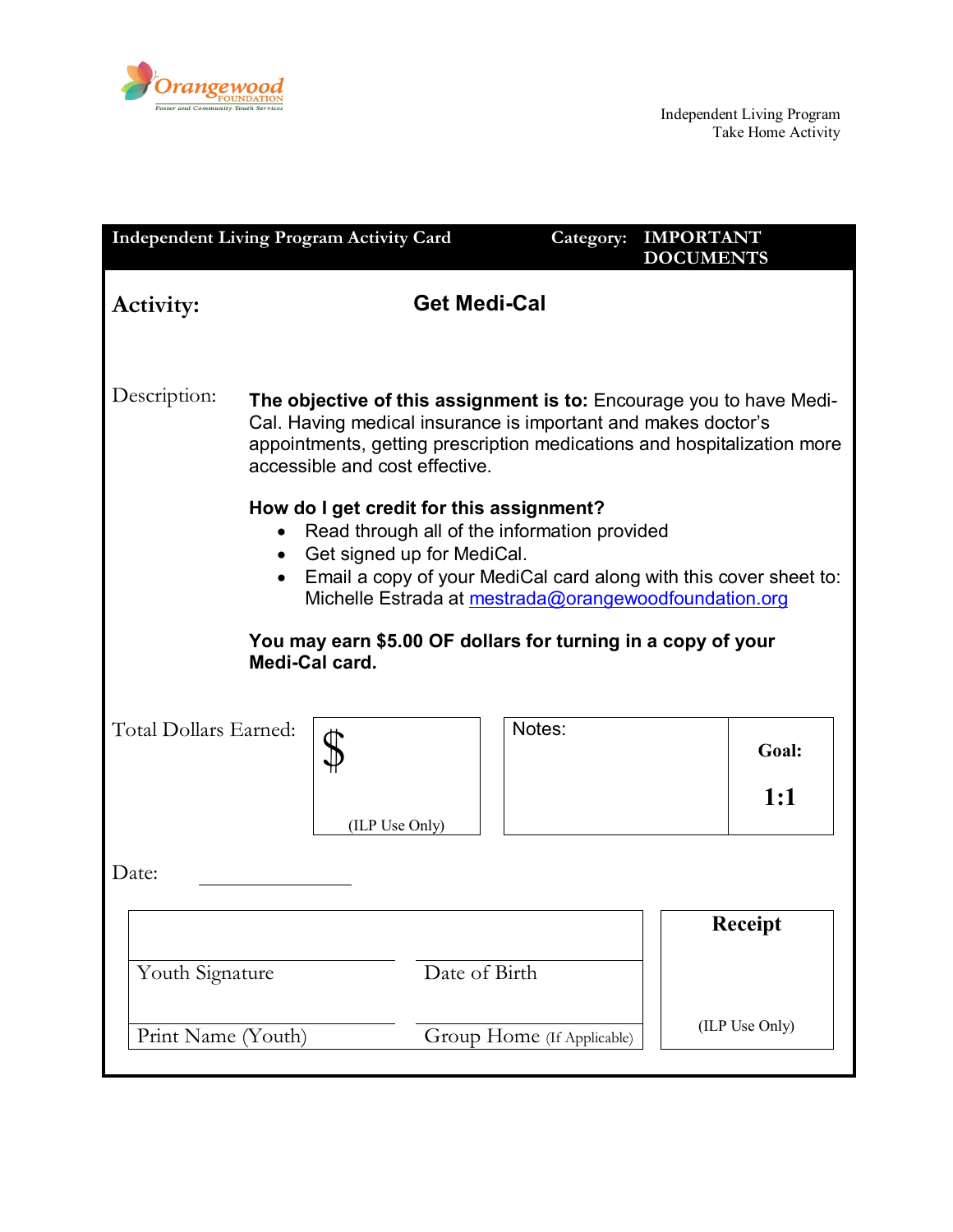Orangewood FOUNDATION
Foster and Community Youth Services

Independent Living Program
Take Home Activity

**Independent Living Program Activity Card** | **Category: IMPORTANT DOCUMENTS**

**Activity:** **Get Medi-Cal**

Description:

**The objective of this assignment is to:** Encourage you to have Medi-Cal. Having medical insurance is important and makes doctor's appointments, getting prescription medications and hospitalization more accessible and cost effective.

**How do I get credit for this assignment?**

- Read through all of the information provided
- Get signed up for MediCal.
- Email a copy of your MediCal card along with this cover sheet to: Michelle Estrada at mestrada@orangewoodfoundation.org

**You may earn $5.00 OF dollars for turning in a copy of your Medi-Cal card.**

| Total Dollars Earned: | $ (ILP Use Only) | Notes: | **Goal:** **1:1** |
|---|---|---|---|

Date: ____________

| | | |
|---|---|---|
| Youth Signature | Date of Birth | **Receipt** |
| Print Name (Youth) | Group Home (If Applicable) | (ILP Use Only) |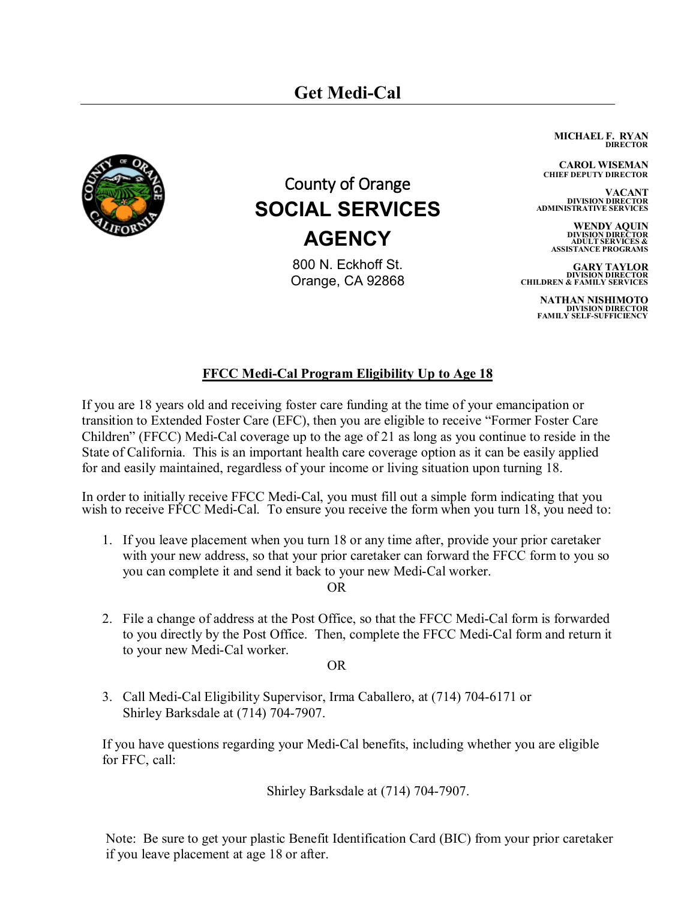# Get Medi-Cal

County of Orange
**SOCIAL SERVICES AGENCY**
800 N. Eckhoff St.
Orange, CA 92868

**MICHAEL F. RYAN**
DIRECTOR

**CAROL WISEMAN**
CHIEF DEPUTY DIRECTOR

**VACANT**
DIVISION DIRECTOR
ADMINISTRATIVE SERVICES

**WENDY AQUIN**
DIVISION DIRECTOR
ADULT SERVICES &
ASSISTANCE PROGRAMS

**GARY TAYLOR**
DIVISION DIRECTOR
CHILDREN & FAMILY SERVICES

**NATHAN NISHIMOTO**
DIVISION DIRECTOR
FAMILY SELF-SUFFICIENCY

## FFCC Medi-Cal Program Eligibility Up to Age 18

If you are 18 years old and receiving foster care funding at the time of your emancipation or transition to Extended Foster Care (EFC), then you are eligible to receive "Former Foster Care Children" (FFCC) Medi-Cal coverage up to the age of 21 as long as you continue to reside in the State of California. This is an important health care coverage option as it can be easily applied for and easily maintained, regardless of your income or living situation upon turning 18.

In order to initially receive FFCC Medi-Cal, you must fill out a simple form indicating that you wish to receive FFCC Medi-Cal. To ensure you receive the form when you turn 18, you need to:

1. If you leave placement when you turn 18 or any time after, provide your prior caretaker with your new address, so that your prior caretaker can forward the FFCC form to you so you can complete it and send it back to your new Medi-Cal worker.

   OR

2. File a change of address at the Post Office, so that the FFCC Medi-Cal form is forwarded to you directly by the Post Office. Then, complete the FFCC Medi-Cal form and return it to your new Medi-Cal worker.

   OR

3. Call Medi-Cal Eligibility Supervisor, Irma Caballero, at (714) 704-6171 or Shirley Barksdale at (714) 704-7907.

If you have questions regarding your Medi-Cal benefits, including whether you are eligible for FFC, call:

Shirley Barksdale at (714) 704-7907.

Note: Be sure to get your plastic Benefit Identification Card (BIC) from your prior caretaker if you leave placement at age 18 or after.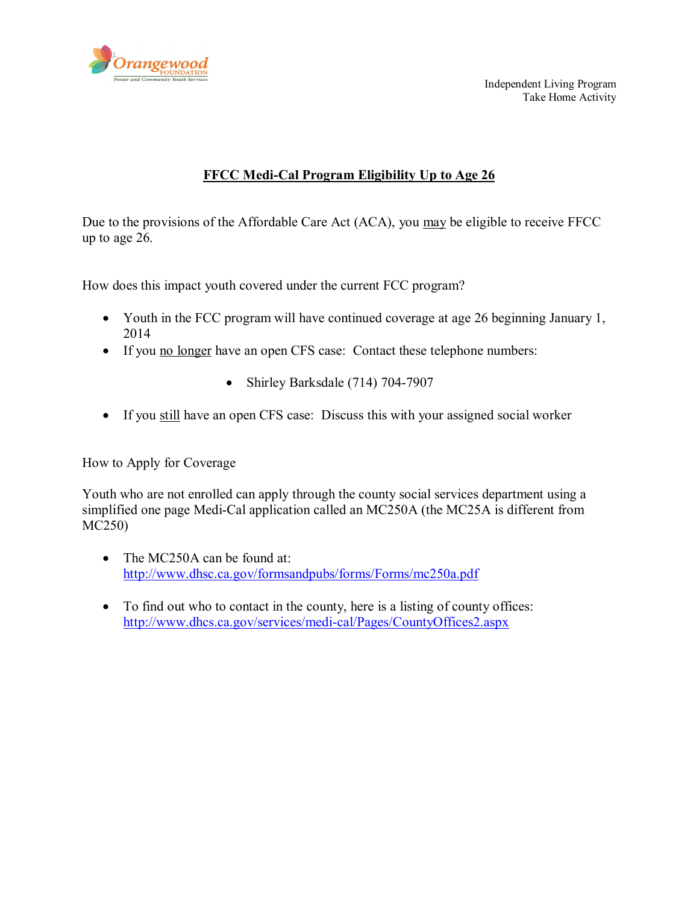Independent Living Program
Take Home Activity

## FFCC Medi-Cal Program Eligibility Up to Age 26

Due to the provisions of the Affordable Care Act (ACA), you may be eligible to receive FFCC up to age 26.

How does this impact youth covered under the current FCC program?

- Youth in the FCC program will have continued coverage at age 26 beginning January 1, 2014
- If you no longer have an open CFS case: Contact these telephone numbers:
    - Shirley Barksdale (714) 704-7907
- If you still have an open CFS case: Discuss this with your assigned social worker

How to Apply for Coverage

Youth who are not enrolled can apply through the county social services department using a simplified one page Medi-Cal application called an MC250A (the MC25A is different from MC250)

- The MC250A can be found at: http://www.dhsc.ca.gov/formsandpubs/forms/Forms/mc250a.pdf
- To find out who to contact in the county, here is a listing of county offices: http://www.dhcs.ca.gov/services/medi-cal/Pages/CountyOffices2.aspx